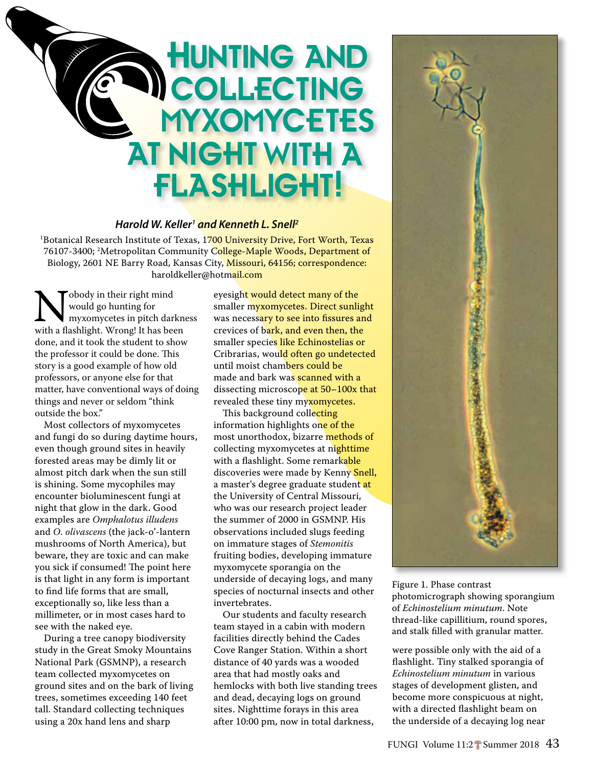# Hunting and Collecting Myxomycetes at Night with a Flashlight!

***Harold W. Keller[1] and Kenneth L. Snell[2]***

[1]Botanical Research Institute of Texas, 1700 University Drive, Fort Worth, Texas 76107-3400; [2]Metropolitan Community College-Maple Woods, Department of Biology, 2601 NE Barry Road, Kansas City, Missouri, 64156; correspondence: haroldkeller@hotmail.com

Nobody in their right mind would go hunting for myxomycetes in pitch darkness with a flashlight. Wrong! It has been done, and it took the student to show the professor it could be done. This story is a good example of how old professors, or anyone else for that matter, have conventional ways of doing things and never or seldom "think outside the box."

Most collectors of myxomycetes and fungi do so during daytime hours, even though ground sites in heavily forested areas may be dimly lit or almost pitch dark when the sun still is shining. Some mycophiles may encounter bioluminescent fungi at night that glow in the dark. Good examples are *Omphalotus illudens* and *O. olivascens* (the jack-o'-lantern mushrooms of North America), but beware, they are toxic and can make you sick if consumed! The point here is that light in any form is important to find life forms that are small, exceptionally so, like less than a millimeter, or in most cases hard to see with the naked eye.

During a tree canopy biodiversity study in the Great Smoky Mountains National Park (GSMNP), a research team collected myxomycetes on ground sites and on the bark of living trees, sometimes exceeding 140 feet tall. Standard collecting techniques using a 20x hand lens and sharp eyesight would detect many of the smaller myxomycetes. Direct sunlight was necessary to see into fissures and crevices of bark, and even then, the smaller species like Echinostelias or Cribrarias, would often go undetected until moist chambers could be made and bark was scanned with a dissecting microscope at 50–100x that revealed these tiny myxomycetes.

This background collecting information highlights one of the most unorthodox, bizarre methods of collecting myxomycetes at nighttime with a flashlight. Some remarkable discoveries were made by Kenny Snell, a master's degree graduate student at the University of Central Missouri, who was our research project leader the summer of 2000 in GSMNP. His observations included slugs feeding on immature stages of *Stemonitis* fruiting bodies, developing immature myxomycete sporangia on the underside of decaying logs, and many species of nocturnal insects and other invertebrates.

Our students and faculty research team stayed in a cabin with modern facilities directly behind the Cades Cove Ranger Station. Within a short distance of 40 yards was a wooded area that had mostly oaks and hemlocks with both live standing trees and dead, decaying logs on ground sites. Nighttime forays in this area after 10:00 pm, now in total darkness, were possible only with the aid of a flashlight. Tiny stalked sporangia of *Echinostelium minutum* in various stages of development glisten, and become more conspicuous at night, with a directed flashlight beam on the underside of a decaying log near

Figure 1. Phase contrast photomicrograph showing sporangium of *Echinostelium minutum*. Note thread-like capillitium, round spores, and stalk filled with granular matter.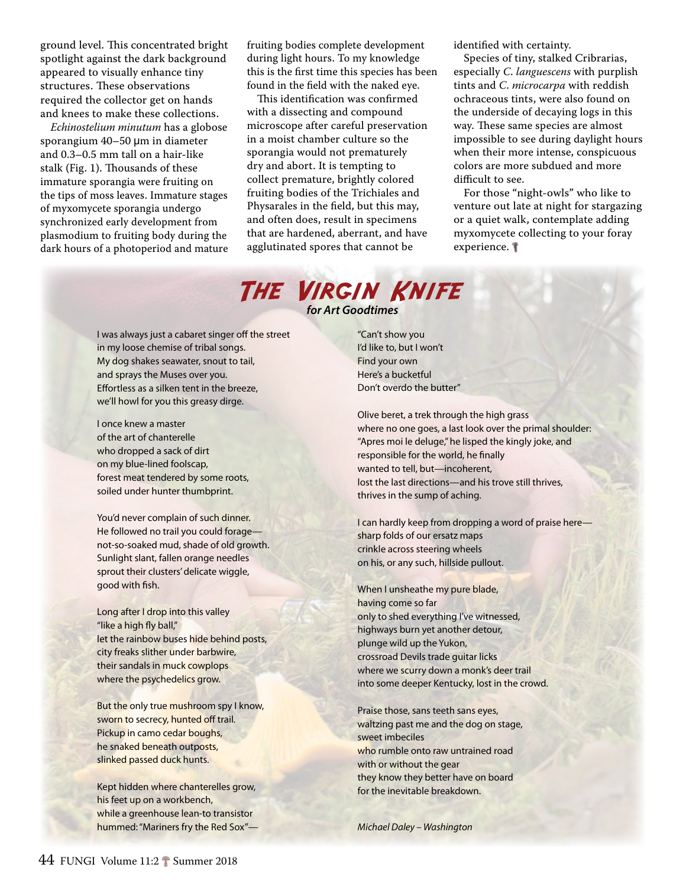ground level. This concentrated bright spotlight against the dark background appeared to visually enhance tiny structures. These observations required the collector get on hands and knees to make these collections.

*Echinostelium minutum* has a globose sporangium 40–50 µm in diameter and 0.3–0.5 mm tall on a hair-like stalk (Fig. 1). Thousands of these immature sporangia were fruiting on the tips of moss leaves. Immature stages of myxomycete sporangia undergo synchronized early development from plasmodium to fruiting body during the dark hours of a photoperiod and mature fruiting bodies complete development during light hours. To my knowledge this is the first time this species has been found in the field with the naked eye.

This identification was confirmed with a dissecting and compound microscope after careful preservation in a moist chamber culture so the sporangia would not prematurely dry and abort. It is tempting to collect premature, brightly colored fruiting bodies of the Trichiales and Physarales in the field, but this may, and often does, result in specimens that are hardened, aberrant, and have agglutinated spores that cannot be identified with certainty.

Species of tiny, stalked Cribrarias, especially *C. languescens* with purplish tints and *C. microcarpa* with reddish ochraceous tints, were also found on the underside of decaying logs in this way. These same species are almost impossible to see during daylight hours when their more intense, conspicuous colors are more subdued and more difficult to see.

For those "night-owls" who like to venture out late at night for stargazing or a quiet walk, contemplate adding myxomycete collecting to your foray experience.

# The Virgin Knife

***for Art Goodtimes***

I was always just a cabaret singer off the street
in my loose chemise of tribal songs.
My dog shakes seawater, snout to tail,
and sprays the Muses over you.
Effortless as a silken tent in the breeze,
we'll howl for you this greasy dirge.

I once knew a master
of the art of chanterelle
who dropped a sack of dirt
on my blue-lined foolscap,
forest meat tendered by some roots,
soiled under hunter thumbprint.

You'd never complain of such dinner.
He followed no trail you could forage—
not-so-soaked mud, shade of old growth.
Sunlight slant, fallen orange needles
sprout their clusters' delicate wiggle,
good with fish.

Long after I drop into this valley
"like a high fly ball,"
let the rainbow buses hide behind posts,
city freaks slither under barbwire,
their sandals in muck cowplops
where the psychedelics grow.

But the only true mushroom spy I know,
sworn to secrecy, hunted off trail.
Pickup in camo cedar boughs,
he snaked beneath outposts,
slinked passed duck hunts.

Kept hidden where chanterelles grow,
his feet up on a workbench,
while a greenhouse lean-to transistor
hummed: "Mariners fry the Red Sox"—

"Can't show you
I'd like to, but I won't
Find your own
Here's a bucketful
Don't overdo the butter"

Olive beret, a trek through the high grass
where no one goes, a last look over the primal shoulder:
"Apres moi le deluge," he lisped the kingly joke, and
responsible for the world, he finally
wanted to tell, but—incoherent,
lost the last directions—and his trove still thrives,
thrives in the sump of aching.

I can hardly keep from dropping a word of praise here—
sharp folds of our ersatz maps
crinkle across steering wheels
on his, or any such, hillside pullout.

When I unsheathe my pure blade,
having come so far
only to shed everything I've witnessed,
highways burn yet another detour,
plunge wild up the Yukon,
crossroad Devils trade guitar licks
where we scurry down a monk's deer trail
into some deeper Kentucky, lost in the crowd.

Praise those, sans teeth sans eyes,
waltzing past me and the dog on stage,
sweet imbeciles
who rumble onto raw untrained road
with or without the gear
they know they better have on board
for the inevitable breakdown.

*Michael Daley – Washington*